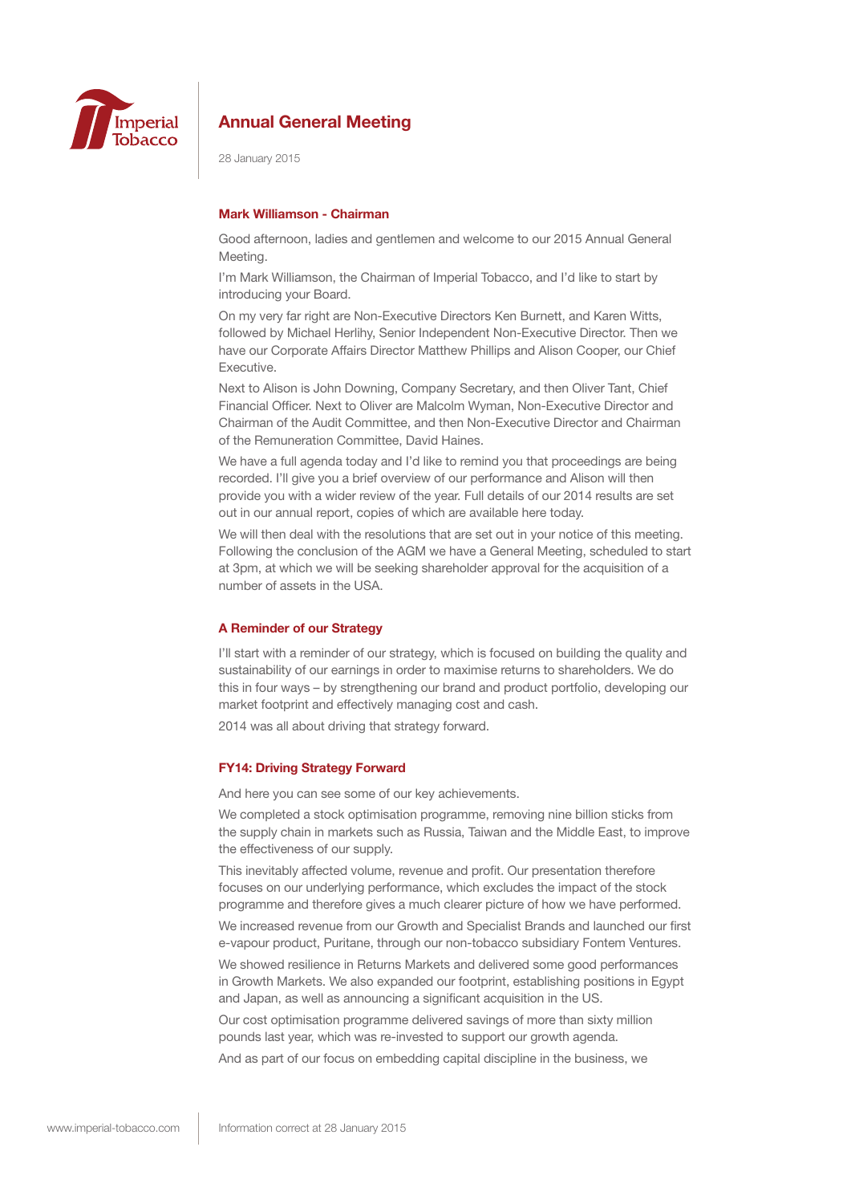# Annual General Meeting

28 January 2015

## Mark Williamson - Chairman

Good afternoon, ladies and gentlemen and welcome to our 2015 Annual General Meeting.

I'm Mark Williamson, the Chairman of Imperial Tobacco, and I'd like to start by introducing your Board.

On my very far right are Non-Executive Directors Ken Burnett, and Karen Witts, followed by Michael Herlihy, Senior Independent Non-Executive Director. Then we have our Corporate Affairs Director Matthew Phillips and Alison Cooper, our Chief Executive.

Next to Alison is John Downing, Company Secretary, and then Oliver Tant, Chief Financial Officer. Next to Oliver are Malcolm Wyman, Non-Executive Director and Chairman of the Audit Committee, and then Non-Executive Director and Chairman of the Remuneration Committee, David Haines.

We have a full agenda today and I'd like to remind you that proceedings are being recorded. I'll give you a brief overview of our performance and Alison will then provide you with a wider review of the year. Full details of our 2014 results are set out in our annual report, copies of which are available here today.

We will then deal with the resolutions that are set out in your notice of this meeting. Following the conclusion of the AGM we have a General Meeting, scheduled to start at 3pm, at which we will be seeking shareholder approval for the acquisition of a number of assets in the USA.

## A Reminder of our Strategy

I'll start with a reminder of our strategy, which is focused on building the quality and sustainability of our earnings in order to maximise returns to shareholders. We do this in four ways – by strengthening our brand and product portfolio, developing our market footprint and effectively managing cost and cash.

2014 was all about driving that strategy forward.

## FY14: Driving Strategy Forward

And here you can see some of our key achievements.

We completed a stock optimisation programme, removing nine billion sticks from the supply chain in markets such as Russia, Taiwan and the Middle East, to improve the effectiveness of our supply.

This inevitably affected volume, revenue and profit. Our presentation therefore focuses on our underlying performance, which excludes the impact of the stock programme and therefore gives a much clearer picture of how we have performed.

We increased revenue from our Growth and Specialist Brands and launched our first e-vapour product, Puritane, through our non-tobacco subsidiary Fontem Ventures.

We showed resilience in Returns Markets and delivered some good performances in Growth Markets. We also expanded our footprint, establishing positions in Egypt and Japan, as well as announcing a significant acquisition in the US.

Our cost optimisation programme delivered savings of more than sixty million pounds last year, which was re-invested to support our growth agenda.

And as part of our focus on embedding capital discipline in the business, we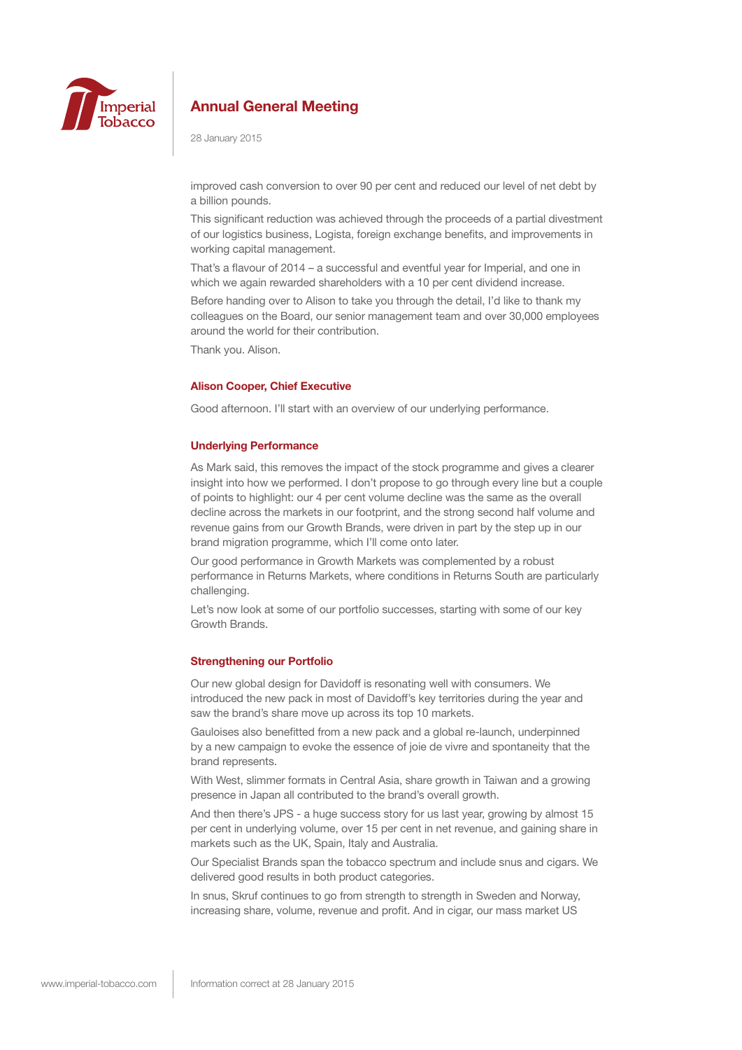improved cash conversion to over 90 per cent and reduced our level of net debt by a billion pounds.

This significant reduction was achieved through the proceeds of a partial divestment of our logistics business, Logista, foreign exchange benefits, and improvements in working capital management.

That's a flavour of 2014 – a successful and eventful year for Imperial, and one in which we again rewarded shareholders with a 10 per cent dividend increase.

Before handing over to Alison to take you through the detail, I'd like to thank my colleagues on the Board, our senior management team and over 30,000 employees around the world for their contribution.

Thank you. Alison.

### Alison Cooper, Chief Executive

Good afternoon. I'll start with an overview of our underlying performance.

### Underlying Performance

As Mark said, this removes the impact of the stock programme and gives a clearer insight into how we performed. I don't propose to go through every line but a couple of points to highlight: our 4 per cent volume decline was the same as the overall decline across the markets in our footprint, and the strong second half volume and revenue gains from our Growth Brands, were driven in part by the step up in our brand migration programme, which I'll come onto later.

Our good performance in Growth Markets was complemented by a robust performance in Returns Markets, where conditions in Returns South are particularly challenging.

Let's now look at some of our portfolio successes, starting with some of our key Growth Brands.

### Strengthening our Portfolio

Our new global design for Davidoff is resonating well with consumers. We introduced the new pack in most of Davidoff's key territories during the year and saw the brand's share move up across its top 10 markets.

Gauloises also benefitted from a new pack and a global re-launch, underpinned by a new campaign to evoke the essence of joie de vivre and spontaneity that the brand represents.

With West, slimmer formats in Central Asia, share growth in Taiwan and a growing presence in Japan all contributed to the brand's overall growth.

And then there's JPS - a huge success story for us last year, growing by almost 15 per cent in underlying volume, over 15 per cent in net revenue, and gaining share in markets such as the UK, Spain, Italy and Australia.

Our Specialist Brands span the tobacco spectrum and include snus and cigars. We delivered good results in both product categories.

In snus, Skruf continues to go from strength to strength in Sweden and Norway, increasing share, volume, revenue and profit. And in cigar, our mass market US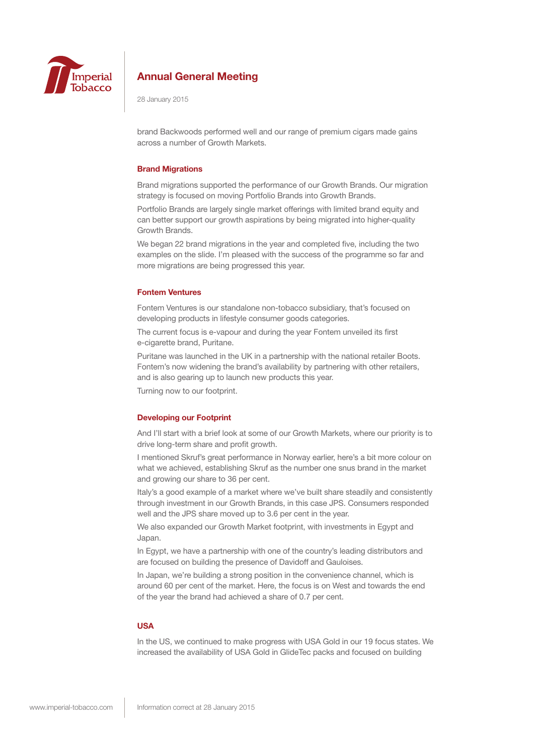brand Backwoods performed well and our range of premium cigars made gains across a number of Growth Markets.

## Brand Migrations

Brand migrations supported the performance of our Growth Brands. Our migration strategy is focused on moving Portfolio Brands into Growth Brands.

Portfolio Brands are largely single market offerings with limited brand equity and can better support our growth aspirations by being migrated into higher-quality Growth Brands.

We began 22 brand migrations in the year and completed five, including the two examples on the slide. I'm pleased with the success of the programme so far and more migrations are being progressed this year.

## Fontem Ventures

Fontem Ventures is our standalone non-tobacco subsidiary, that's focused on developing products in lifestyle consumer goods categories.

The current focus is e-vapour and during the year Fontem unveiled its first e-cigarette brand, Puritane.

Puritane was launched in the UK in a partnership with the national retailer Boots. Fontem's now widening the brand's availability by partnering with other retailers, and is also gearing up to launch new products this year.

Turning now to our footprint.

## Developing our Footprint

And I'll start with a brief look at some of our Growth Markets, where our priority is to drive long-term share and profit growth.

I mentioned Skruf's great performance in Norway earlier, here's a bit more colour on what we achieved, establishing Skruf as the number one snus brand in the market and growing our share to 36 per cent.

Italy's a good example of a market where we've built share steadily and consistently through investment in our Growth Brands, in this case JPS. Consumers responded well and the JPS share moved up to 3.6 per cent in the year.

We also expanded our Growth Market footprint, with investments in Egypt and Japan.

In Egypt, we have a partnership with one of the country's leading distributors and are focused on building the presence of Davidoff and Gauloises.

In Japan, we're building a strong position in the convenience channel, which is around 60 per cent of the market. Here, the focus is on West and towards the end of the year the brand had achieved a share of 0.7 per cent.

## USA

In the US, we continued to make progress with USA Gold in our 19 focus states. We increased the availability of USA Gold in GlideTec packs and focused on building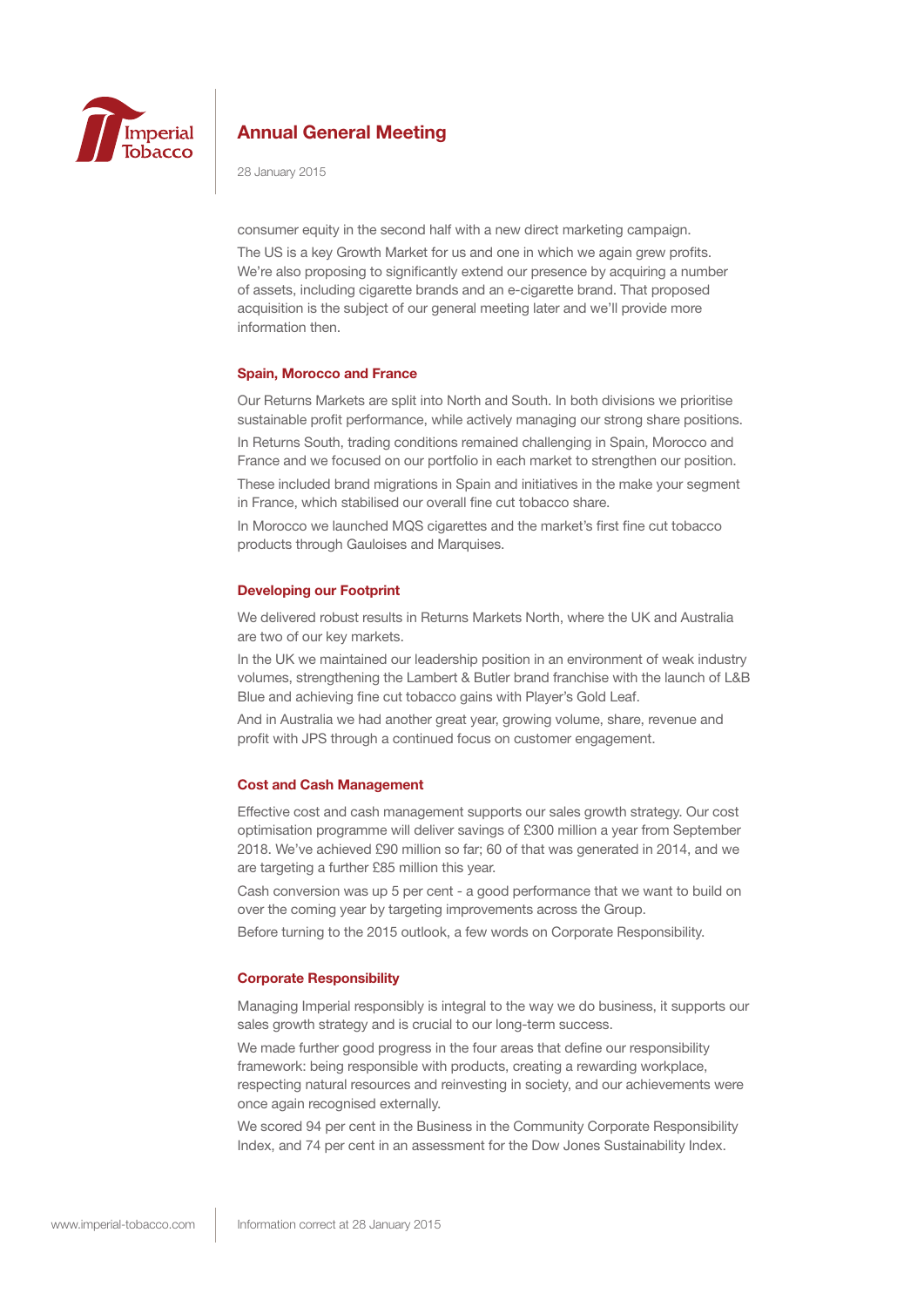consumer equity in the second half with a new direct marketing campaign.

The US is a key Growth Market for us and one in which we again grew profits. We're also proposing to significantly extend our presence by acquiring a number of assets, including cigarette brands and an e-cigarette brand. That proposed acquisition is the subject of our general meeting later and we'll provide more information then.

### Spain, Morocco and France

Our Returns Markets are split into North and South. In both divisions we prioritise sustainable profit performance, while actively managing our strong share positions.

In Returns South, trading conditions remained challenging in Spain, Morocco and France and we focused on our portfolio in each market to strengthen our position.

These included brand migrations in Spain and initiatives in the make your segment in France, which stabilised our overall fine cut tobacco share.

In Morocco we launched MQS cigarettes and the market's first fine cut tobacco products through Gauloises and Marquises.

### Developing our Footprint

We delivered robust results in Returns Markets North, where the UK and Australia are two of our key markets.

In the UK we maintained our leadership position in an environment of weak industry volumes, strengthening the Lambert & Butler brand franchise with the launch of L&B Blue and achieving fine cut tobacco gains with Player's Gold Leaf.

And in Australia we had another great year, growing volume, share, revenue and profit with JPS through a continued focus on customer engagement.

### Cost and Cash Management

Effective cost and cash management supports our sales growth strategy. Our cost optimisation programme will deliver savings of £300 million a year from September 2018. We've achieved £90 million so far; 60 of that was generated in 2014, and we are targeting a further £85 million this year.

Cash conversion was up 5 per cent - a good performance that we want to build on over the coming year by targeting improvements across the Group.

Before turning to the 2015 outlook, a few words on Corporate Responsibility.

### Corporate Responsibility

Managing Imperial responsibly is integral to the way we do business, it supports our sales growth strategy and is crucial to our long-term success.

We made further good progress in the four areas that define our responsibility framework: being responsible with products, creating a rewarding workplace, respecting natural resources and reinvesting in society, and our achievements were once again recognised externally.

We scored 94 per cent in the Business in the Community Corporate Responsibility Index, and 74 per cent in an assessment for the Dow Jones Sustainability Index.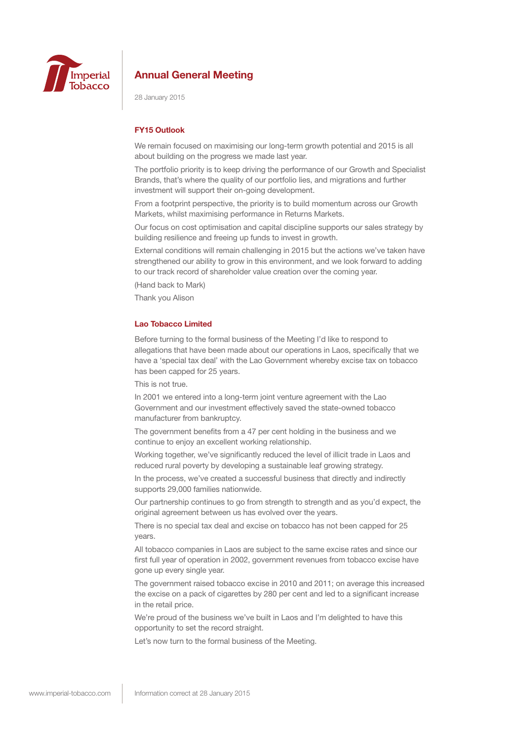# Annual General Meeting

28 January 2015

## FY15 Outlook

We remain focused on maximising our long-term growth potential and 2015 is all about building on the progress we made last year.

The portfolio priority is to keep driving the performance of our Growth and Specialist Brands, that's where the quality of our portfolio lies, and migrations and further investment will support their on-going development.

From a footprint perspective, the priority is to build momentum across our Growth Markets, whilst maximising performance in Returns Markets.

Our focus on cost optimisation and capital discipline supports our sales strategy by building resilience and freeing up funds to invest in growth.

External conditions will remain challenging in 2015 but the actions we've taken have strengthened our ability to grow in this environment, and we look forward to adding to our track record of shareholder value creation over the coming year.

(Hand back to Mark)

Thank you Alison

## Lao Tobacco Limited

Before turning to the formal business of the Meeting I'd like to respond to allegations that have been made about our operations in Laos, specifically that we have a 'special tax deal' with the Lao Government whereby excise tax on tobacco has been capped for 25 years.

This is not true.

In 2001 we entered into a long-term joint venture agreement with the Lao Government and our investment effectively saved the state-owned tobacco manufacturer from bankruptcy.

The government benefits from a 47 per cent holding in the business and we continue to enjoy an excellent working relationship.

Working together, we've significantly reduced the level of illicit trade in Laos and reduced rural poverty by developing a sustainable leaf growing strategy.

In the process, we've created a successful business that directly and indirectly supports 29,000 families nationwide.

Our partnership continues to go from strength to strength and as you'd expect, the original agreement between us has evolved over the years.

There is no special tax deal and excise on tobacco has not been capped for 25 years.

All tobacco companies in Laos are subject to the same excise rates and since our first full year of operation in 2002, government revenues from tobacco excise have gone up every single year.

The government raised tobacco excise in 2010 and 2011; on average this increased the excise on a pack of cigarettes by 280 per cent and led to a significant increase in the retail price.

We're proud of the business we've built in Laos and I'm delighted to have this opportunity to set the record straight.

Let's now turn to the formal business of the Meeting.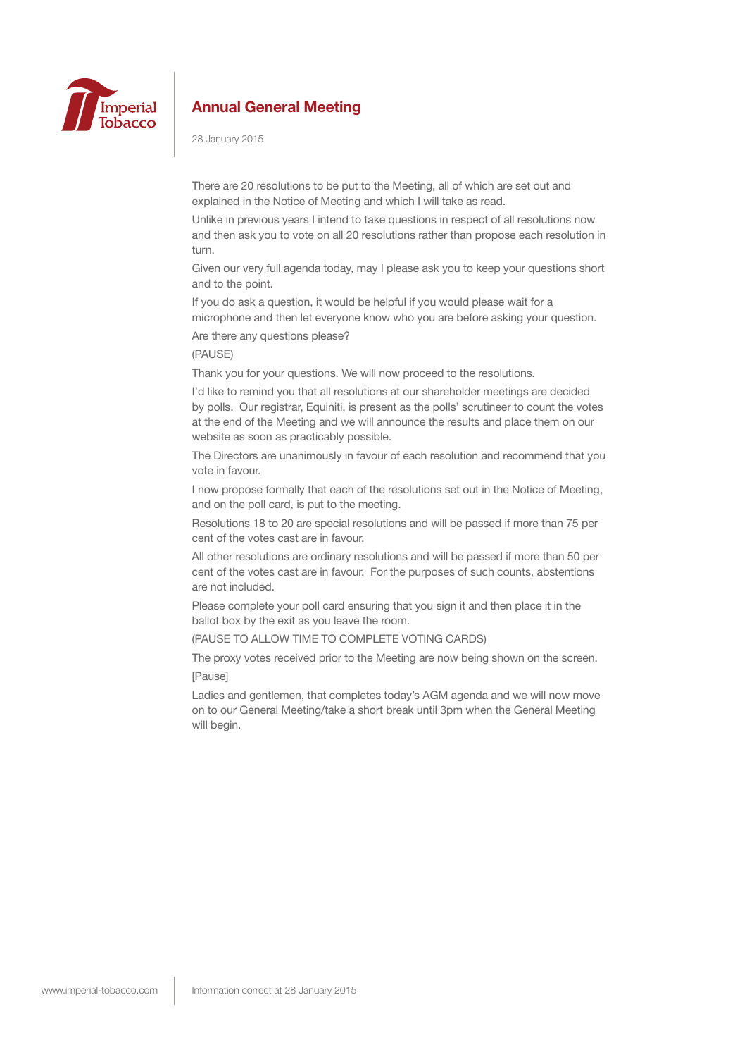## Annual General Meeting

28 January 2015

There are 20 resolutions to be put to the Meeting, all of which are set out and explained in the Notice of Meeting and which I will take as read.

Unlike in previous years I intend to take questions in respect of all resolutions now and then ask you to vote on all 20 resolutions rather than propose each resolution in turn.

Given our very full agenda today, may I please ask you to keep your questions short and to the point.

If you do ask a question, it would be helpful if you would please wait for a microphone and then let everyone know who you are before asking your question.

Are there any questions please?

(PAUSE)

Thank you for your questions. We will now proceed to the resolutions.

I'd like to remind you that all resolutions at our shareholder meetings are decided by polls. Our registrar, Equiniti, is present as the polls' scrutineer to count the votes at the end of the Meeting and we will announce the results and place them on our website as soon as practicably possible.

The Directors are unanimously in favour of each resolution and recommend that you vote in favour.

I now propose formally that each of the resolutions set out in the Notice of Meeting, and on the poll card, is put to the meeting.

Resolutions 18 to 20 are special resolutions and will be passed if more than 75 per cent of the votes cast are in favour.

All other resolutions are ordinary resolutions and will be passed if more than 50 per cent of the votes cast are in favour. For the purposes of such counts, abstentions are not included.

Please complete your poll card ensuring that you sign it and then place it in the ballot box by the exit as you leave the room.

(PAUSE TO ALLOW TIME TO COMPLETE VOTING CARDS)

The proxy votes received prior to the Meeting are now being shown on the screen.

[Pause]

Ladies and gentlemen, that completes today's AGM agenda and we will now move on to our General Meeting/take a short break until 3pm when the General Meeting will begin.